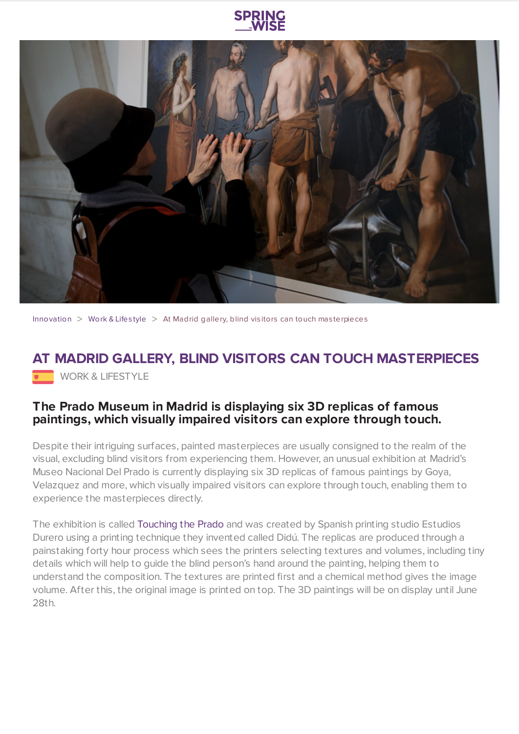Innovation > Work & Lifestyle > At Madrid gallery, blind visitors can touch masterpieces

# AT MADRID GALLERY, BLIND VISITORS CAN TOUCH MASTERPIECES

WORK & LIFESTYLE

### The Prado Museum in Madrid is displaying six 3D replicas of famous paintings, which visually impaired visitors can explore through touch.

Despite their intriguing surfaces, painted masterpieces are usually consigned to the realm of the visual, excluding blind visitors from experiencing them. However, an unusual exhibition at Madrid's Museo Nacional Del Prado is currently displaying six 3D replicas of famous paintings by Goya, Velazquez and more, which visually impaired visitors can explore through touch, enabling them to experience the masterpieces directly.

The exhibition is called Touching the Prado and was created by Spanish printing studio Estudios Durero using a printing technique they invented called Didú. The replicas are produced through a painstaking forty hour process which sees the printers selecting textures and volumes, including tiny details which will help to guide the blind person's hand around the painting, helping them to understand the composition. The textures are printed first and a chemical method gives the image volume. After this, the original image is printed on top. The 3D paintings will be on display until June 28th.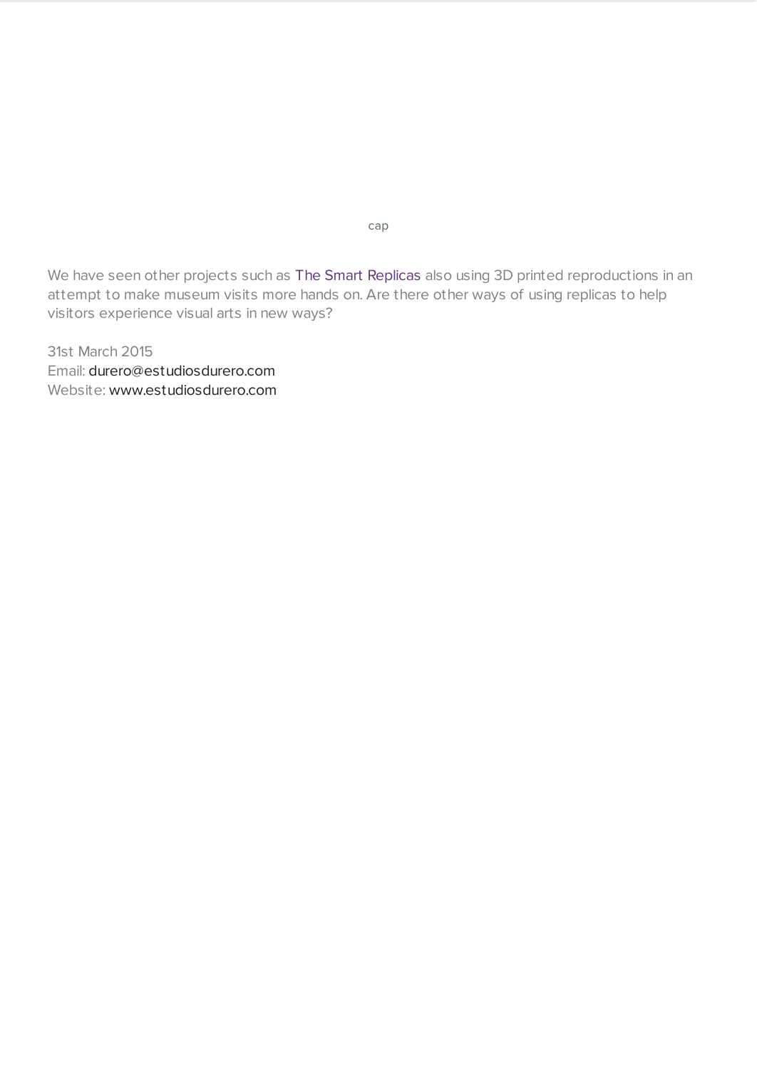cap

We have seen other projects such as The Smart Replicas also using 3D printed reproductions in an attempt to make museum visits more hands on. Are there other ways of using replicas to help visitors experience visual arts in new ways?

31st March 2015
Email: durero@estudiosdurero.com
Website: www.estudiosdurero.com